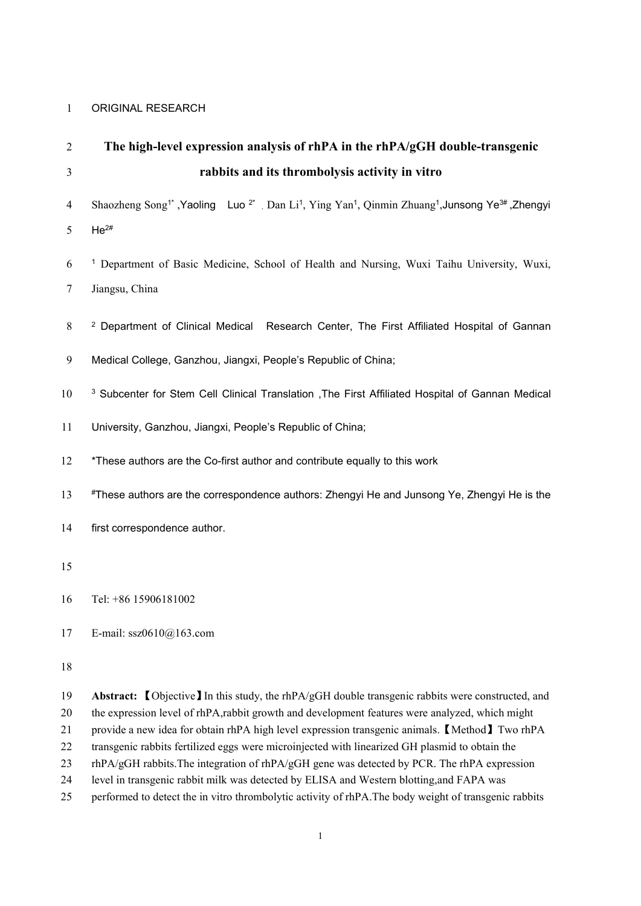ORIGINAL RESEARCH

# The high-level expression analysis of rhPA in the rhPA/gGH double-transgenic rabbits and its thrombolysis activity in vitro

Shaozheng Song[1*], Yaoling Luo [2*], Dan Li[1], Ying Yan[1], Qinmin Zhuang[1], Junsong Ye[3#], Zhengyi He[2#]

[1] Department of Basic Medicine, School of Health and Nursing, Wuxi Taihu University, Wuxi, Jiangsu, China

[2] Department of Clinical Medical Research Center, The First Affiliated Hospital of Gannan Medical College, Ganzhou, Jiangxi, People's Republic of China;

[3] Subcenter for Stem Cell Clinical Translation ,The First Affiliated Hospital of Gannan Medical University, Ganzhou, Jiangxi, People's Republic of China;

*These authors are the Co-first author and contribute equally to this work

#These authors are the correspondence authors: Zhengyi He and Junsong Ye, Zhengyi He is the first correspondence author.

Tel: +86 15906181002

E-mail: ssz0610@163.com

**Abstract:** 【Objective】In this study, the rhPA/gGH double transgenic rabbits were constructed, and the expression level of rhPA,rabbit growth and development features were analyzed, which might provide a new idea for obtain rhPA high level expression transgenic animals.【Method】Two rhPA transgenic rabbits fertilized eggs were microinjected with linearized GH plasmid to obtain the rhPA/gGH rabbits.The integration of rhPA/gGH gene was detected by PCR. The rhPA expression level in transgenic rabbit milk was detected by ELISA and Western blotting,and FAPA was performed to detect the in vitro thrombolytic activity of rhPA.The body weight of transgenic rabbits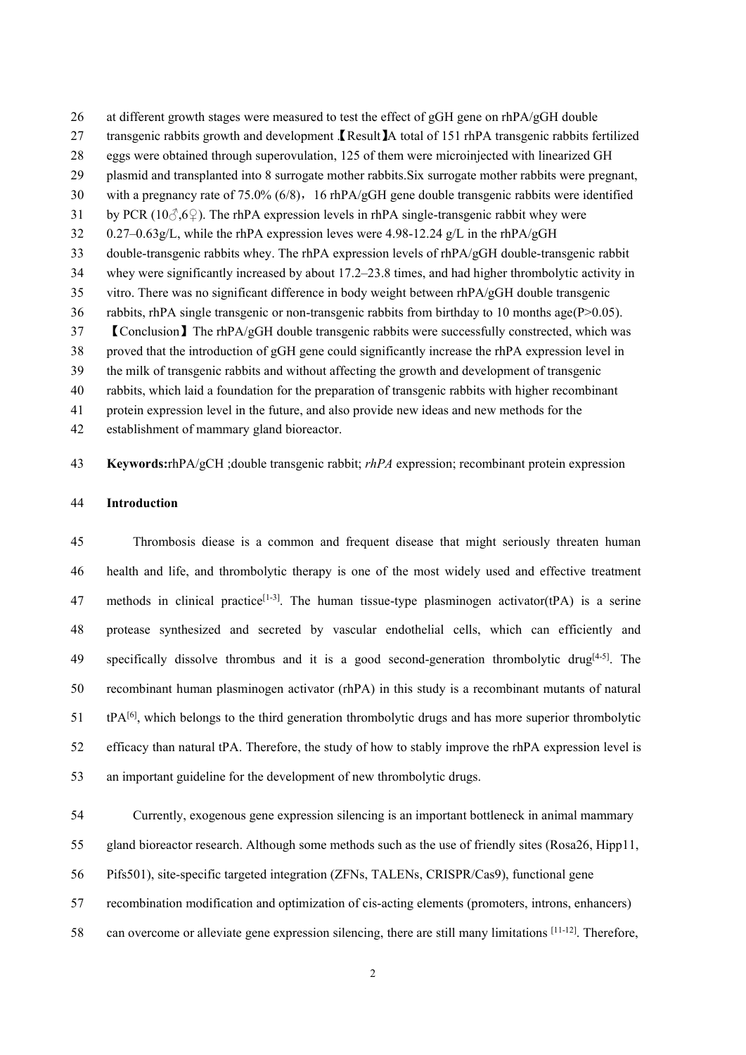at different growth stages were measured to test the effect of gGH gene on rhPA/gGH double transgenic rabbits growth and development .【Result】A total of 151 rhPA transgenic rabbits fertilized eggs were obtained through superovulation, 125 of them were microinjected with linearized GH plasmid and transplanted into 8 surrogate mother rabbits.Six surrogate mother rabbits were pregnant, with a pregnancy rate of 75.0% (6/8)，16 rhPA/gGH gene double transgenic rabbits were identified by PCR (10♂,6♀). The rhPA expression levels in rhPA single-transgenic rabbit whey were 0.27–0.63g/L, while the rhPA expression leves were 4.98-12.24 g/L in the rhPA/gGH double-transgenic rabbits whey. The rhPA expression levels of rhPA/gGH double-transgenic rabbit whey were significantly increased by about 17.2–23.8 times, and had higher thrombolytic activity in vitro. There was no significant difference in body weight between rhPA/gGH double transgenic rabbits, rhPA single transgenic or non-transgenic rabbits from birthday to 10 months age($P>0.05$). 【Conclusion】The rhPA/gGH double transgenic rabbits were successfully constrected, which was proved that the introduction of gGH gene could significantly increase the rhPA expression level in the milk of transgenic rabbits and without affecting the growth and development of transgenic rabbits, which laid a foundation for the preparation of transgenic rabbits with higher recombinant protein expression level in the future, and also provide new ideas and new methods for the establishment of mammary gland bioreactor.

**Keywords:**rhPA/gCH ;double transgenic rabbit; *rhPA* expression; recombinant protein expression

## Introduction

Thrombosis diease is a common and frequent disease that might seriously threaten human health and life, and thrombolytic therapy is one of the most widely used and effective treatment methods in clinical practice[1-3]. The human tissue-type plasminogen activator(tPA) is a serine protease synthesized and secreted by vascular endothelial cells, which can efficiently and specifically dissolve thrombus and it is a good second-generation thrombolytic drug[4-5]. The recombinant human plasminogen activator (rhPA) in this study is a recombinant mutants of natural tPA[6], which belongs to the third generation thrombolytic drugs and has more superior thrombolytic efficacy than natural tPA. Therefore, the study of how to stably improve the rhPA expression level is an important guideline for the development of new thrombolytic drugs.

Currently, exogenous gene expression silencing is an important bottleneck in animal mammary gland bioreactor research. Although some methods such as the use of friendly sites (Rosa26, Hipp11, Pifs501), site-specific targeted integration (ZFNs, TALENs, CRISPR/Cas9), functional gene recombination modification and optimization of cis-acting elements (promoters, introns, enhancers) can overcome or alleviate gene expression silencing, there are still many limitations [11-12]. Therefore,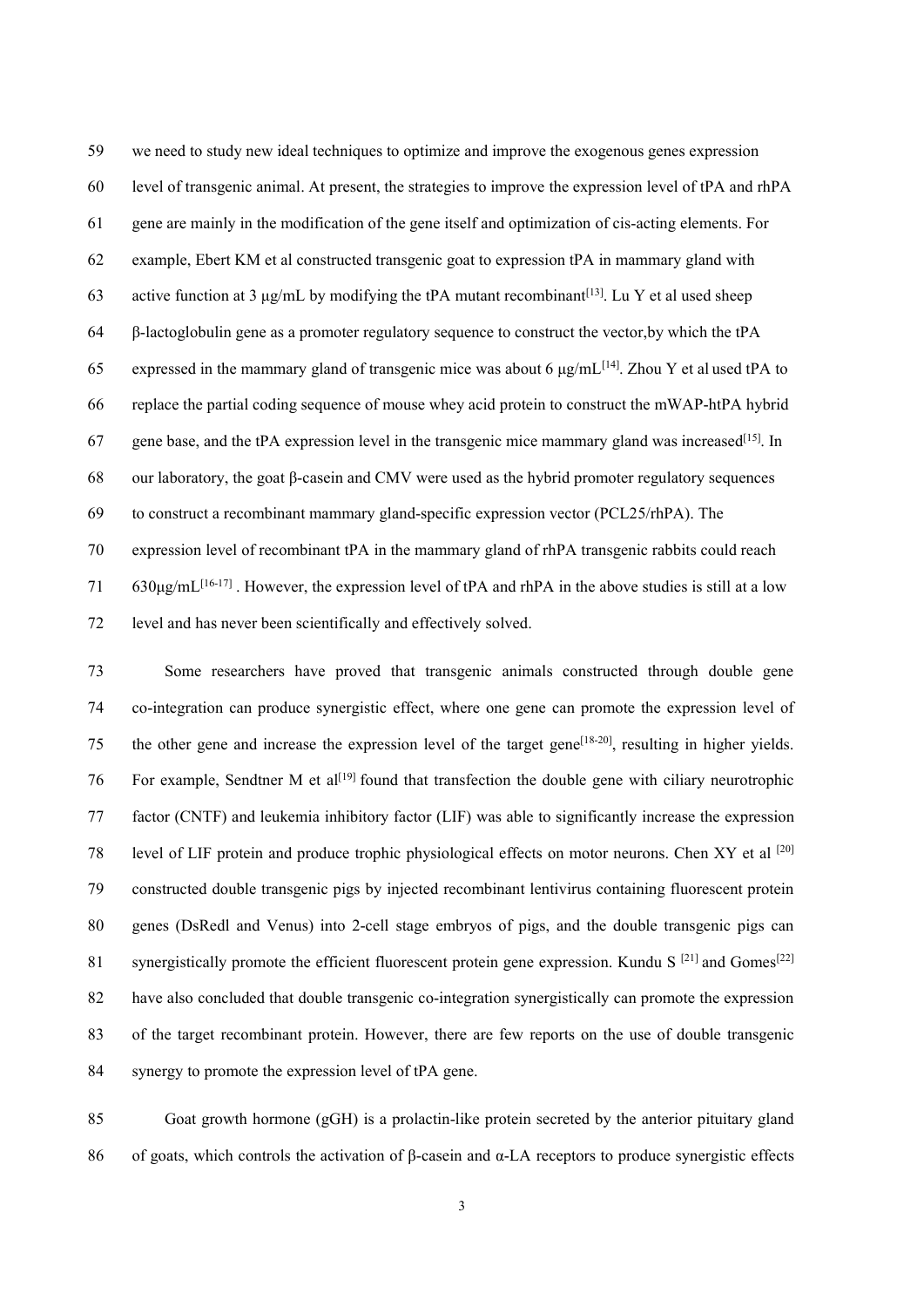we need to study new ideal techniques to optimize and improve the exogenous genes expression level of transgenic animal. At present, the strategies to improve the expression level of tPA and rhPA gene are mainly in the modification of the gene itself and optimization of cis-acting elements. For example, Ebert KM et al constructed transgenic goat to expression tPA in mammary gland with active function at 3 μg/mL by modifying the tPA mutant recombinant[13]. Lu Y et al used sheep β-lactoglobulin gene as a promoter regulatory sequence to construct the vector,by which the tPA expressed in the mammary gland of transgenic mice was about 6 μg/mL[14]. Zhou Y et al used tPA to replace the partial coding sequence of mouse whey acid protein to construct the mWAP-htPA hybrid gene base, and the tPA expression level in the transgenic mice mammary gland was increased[15]. In our laboratory, the goat β-casein and CMV were used as the hybrid promoter regulatory sequences to construct a recombinant mammary gland-specific expression vector (PCL25/rhPA). The expression level of recombinant tPA in the mammary gland of rhPA transgenic rabbits could reach 630μg/mL[16-17] . However, the expression level of tPA and rhPA in the above studies is still at a low level and has never been scientifically and effectively solved.

Some researchers have proved that transgenic animals constructed through double gene co-integration can produce synergistic effect, where one gene can promote the expression level of the other gene and increase the expression level of the target gene[18-20], resulting in higher yields. For example, Sendtner M et al[19] found that transfection the double gene with ciliary neurotrophic factor (CNTF) and leukemia inhibitory factor (LIF) was able to significantly increase the expression level of LIF protein and produce trophic physiological effects on motor neurons. Chen XY et al [20] constructed double transgenic pigs by injected recombinant lentivirus containing fluorescent protein genes (DsRedl and Venus) into 2-cell stage embryos of pigs, and the double transgenic pigs can synergistically promote the efficient fluorescent protein gene expression. Kundu S [21] and Gomes[22] have also concluded that double transgenic co-integration synergistically can promote the expression of the target recombinant protein. However, there are few reports on the use of double transgenic synergy to promote the expression level of tPA gene.

Goat growth hormone (gGH) is a prolactin-like protein secreted by the anterior pituitary gland of goats, which controls the activation of β-casein and α-LA receptors to produce synergistic effects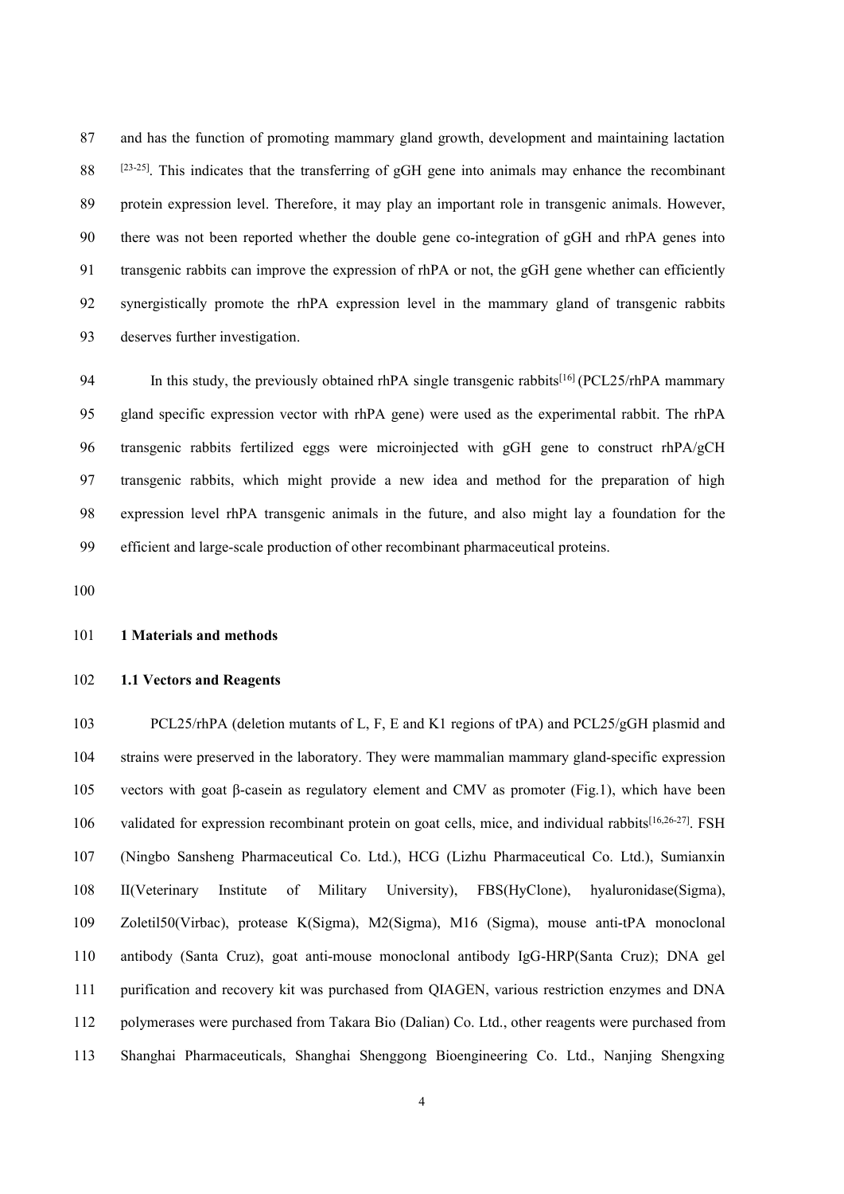and has the function of promoting mammary gland growth, development and maintaining lactation [23-25]. This indicates that the transferring of gGH gene into animals may enhance the recombinant protein expression level. Therefore, it may play an important role in transgenic animals. However, there was not been reported whether the double gene co-integration of gGH and rhPA genes into transgenic rabbits can improve the expression of rhPA or not, the gGH gene whether can efficiently synergistically promote the rhPA expression level in the mammary gland of transgenic rabbits deserves further investigation.

In this study, the previously obtained rhPA single transgenic rabbits[16] (PCL25/rhPA mammary gland specific expression vector with rhPA gene) were used as the experimental rabbit. The rhPA transgenic rabbits fertilized eggs were microinjected with gGH gene to construct rhPA/gCH transgenic rabbits, which might provide a new idea and method for the preparation of high expression level rhPA transgenic animals in the future, and also might lay a foundation for the efficient and large-scale production of other recombinant pharmaceutical proteins.

## 1 Materials and methods

### 1.1 Vectors and Reagents

PCL25/rhPA (deletion mutants of L, F, E and K1 regions of tPA) and PCL25/gGH plasmid and strains were preserved in the laboratory. They were mammalian mammary gland-specific expression vectors with goat β-casein as regulatory element and CMV as promoter (Fig.1), which have been validated for expression recombinant protein on goat cells, mice, and individual rabbits[16,26-27]. FSH (Ningbo Sansheng Pharmaceutical Co. Ltd.), HCG (Lizhu Pharmaceutical Co. Ltd.), Sumianxin II(Veterinary Institute of Military University), FBS(HyClone), hyaluronidase(Sigma), Zoletil50(Virbac), protease K(Sigma), M2(Sigma), M16 (Sigma), mouse anti-tPA monoclonal antibody (Santa Cruz), goat anti-mouse monoclonal antibody IgG-HRP(Santa Cruz); DNA gel purification and recovery kit was purchased from QIAGEN, various restriction enzymes and DNA polymerases were purchased from Takara Bio (Dalian) Co. Ltd., other reagents were purchased from Shanghai Pharmaceuticals, Shanghai Shenggong Bioengineering Co. Ltd., Nanjing Shengxing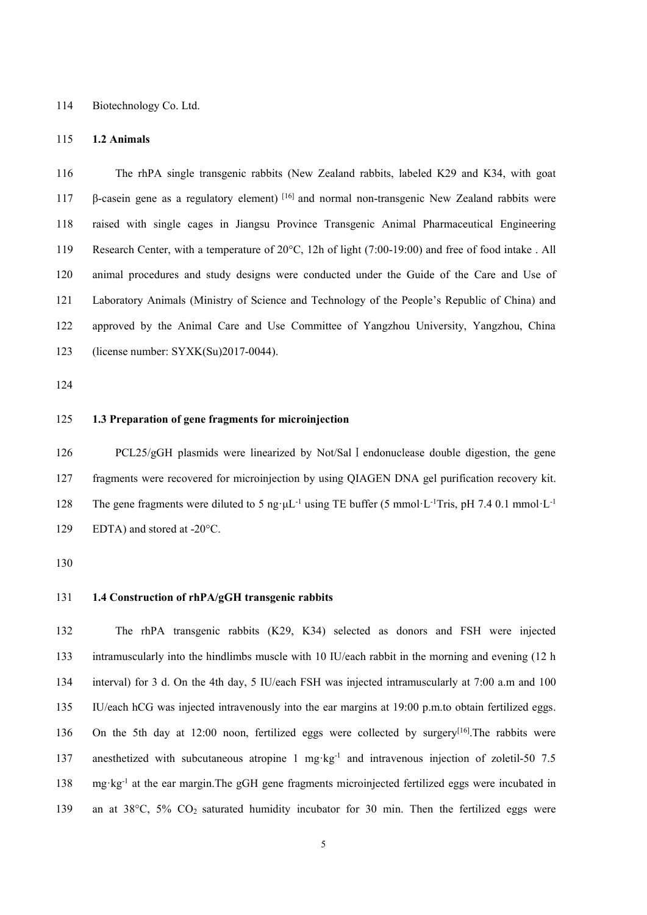Biotechnology Co. Ltd.

### 1.2 Animals

The rhPA single transgenic rabbits (New Zealand rabbits, labeled K29 and K34, with goat β-casein gene as a regulatory element) [16] and normal non-transgenic New Zealand rabbits were raised with single cages in Jiangsu Province Transgenic Animal Pharmaceutical Engineering Research Center, with a temperature of 20°C, 12h of light (7:00-19:00) and free of food intake . All animal procedures and study designs were conducted under the Guide of the Care and Use of Laboratory Animals (Ministry of Science and Technology of the People's Republic of China) and approved by the Animal Care and Use Committee of Yangzhou University, Yangzhou, China (license number: SYXK(Su)2017-0044).

### 1.3 Preparation of gene fragments for microinjection

PCL25/gGH plasmids were linearized by Not/Sal Ⅰ endonuclease double digestion, the gene fragments were recovered for microinjection by using QIAGEN DNA gel purification recovery kit. The gene fragments were diluted to 5 ng·μL$^{-1}$ using TE buffer (5 mmol·L$^{-1}$Tris, pH 7.4 0.1 mmol·L$^{-1}$ EDTA) and stored at -20°C.

### 1.4 Construction of rhPA/gGH transgenic rabbits

The rhPA transgenic rabbits (K29, K34) selected as donors and FSH were injected intramuscularly into the hindlimbs muscle with 10 IU/each rabbit in the morning and evening (12 h interval) for 3 d. On the 4th day, 5 IU/each FSH was injected intramuscularly at 7:00 a.m and 100 IU/each hCG was injected intravenously into the ear margins at 19:00 p.m.to obtain fertilized eggs. On the 5th day at 12:00 noon, fertilized eggs were collected by surgery[16].The rabbits were anesthetized with subcutaneous atropine 1 mg·kg$^{-1}$ and intravenous injection of zoletil-50 7.5 mg·kg$^{-1}$ at the ear margin.The gGH gene fragments microinjected fertilized eggs were incubated in an at 38°C, 5% $CO_2$ saturated humidity incubator for 30 min. Then the fertilized eggs were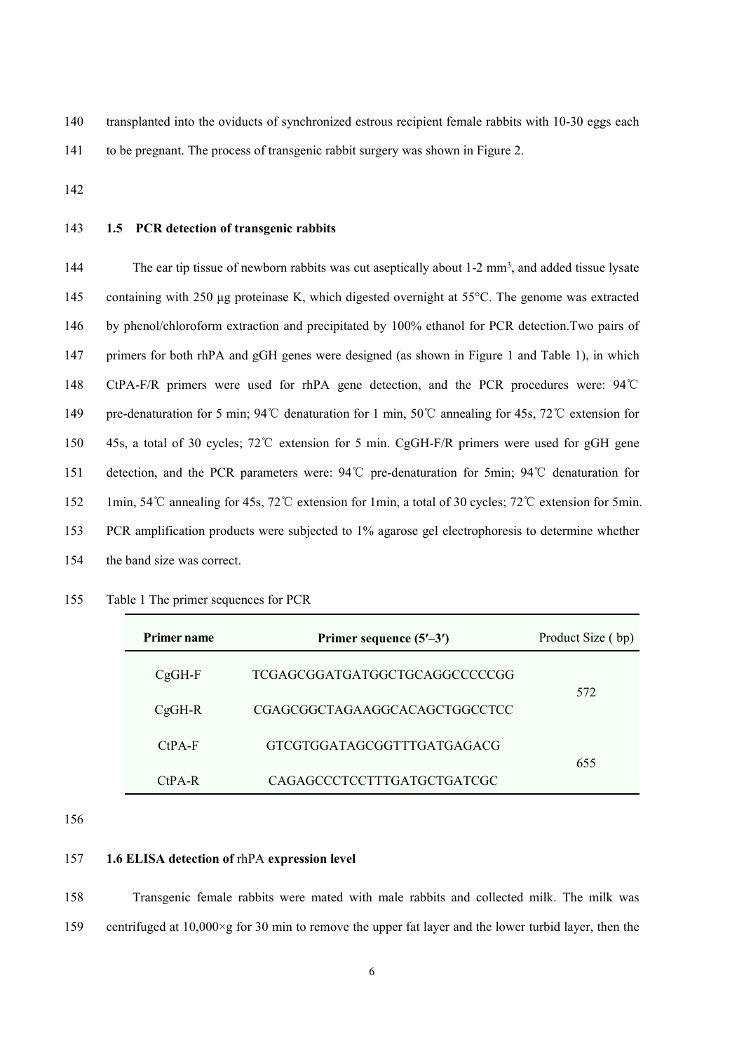transplanted into the oviducts of synchronized estrous recipient female rabbits with 10-30 eggs each to be pregnant. The process of transgenic rabbit surgery was shown in Figure 2.

### 1.5 PCR detection of transgenic rabbits

The ear tip tissue of newborn rabbits was cut aseptically about 1-2 mm$^3$, and added tissue lysate containing with 250 μg proteinase K, which digested overnight at 55°C. The genome was extracted by phenol/chloroform extraction and precipitated by 100% ethanol for PCR detection.Two pairs of primers for both rhPA and gGH genes were designed (as shown in Figure 1 and Table 1), in which CtPA-F/R primers were used for rhPA gene detection, and the PCR procedures were: 94℃ pre-denaturation for 5 min; 94℃ denaturation for 1 min, 50℃ annealing for 45s, 72℃ extension for 45s, a total of 30 cycles; 72℃ extension for 5 min. CgGH-F/R primers were used for gGH gene detection, and the PCR parameters were: 94℃ pre-denaturation for 5min; 94℃ denaturation for 1min, 54℃ annealing for 45s, 72℃ extension for 1min, a total of 30 cycles; 72℃ extension for 5min. PCR amplification products were subjected to 1% agarose gel electrophoresis to determine whether the band size was correct.

Table 1 The primer sequences for PCR

| Primer name | Primer sequence (5′–3′) | Product Size ( bp) |
|---|---|---|
| CgGH-F | TCGAGCGGATGATGGCTGCAGGCCCCCGG | 572 |
| CgGH-R | CGAGCGGCTAGAAGGCACAGCTGGCCTCC | |
| CtPA-F | GTCGTGGATAGCGGTTTGATGAGACG | 655 |
| CtPA-R | CAGAGCCCTCCTTTGATGCTGATCGC | |

### 1.6 ELISA detection of rhPA expression level

Transgenic female rabbits were mated with male rabbits and collected milk. The milk was centrifuged at 10,000×g for 30 min to remove the upper fat layer and the lower turbid layer, then the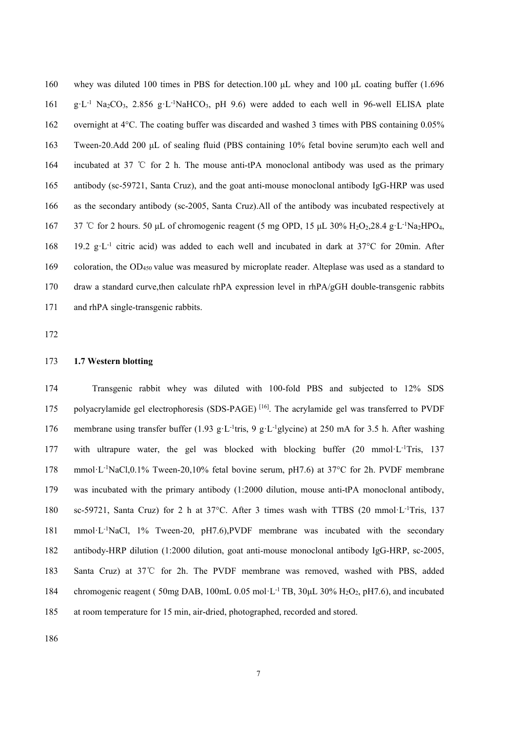whey was diluted 100 times in PBS for detection.100 μL whey and 100 μL coating buffer (1.696 $g{\cdot}L^{-1}$ $Na_2CO_3$, 2.856 $g{\cdot}L^{-1}NaHCO_3$, pH 9.6) were added to each well in 96-well ELISA plate overnight at 4°C. The coating buffer was discarded and washed 3 times with PBS containing 0.05% Tween-20.Add 200 μL of sealing fluid (PBS containing 10% fetal bovine serum)to each well and incubated at 37 ℃ for 2 h. The mouse anti-tPA monoclonal antibody was used as the primary antibody (sc-59721, Santa Cruz), and the goat anti-mouse monoclonal antibody IgG-HRP was used as the secondary antibody (sc-2005, Santa Cruz).All of the antibody was incubated respectively at 37 ℃ for 2 hours. 50 μL of chromogenic reagent (5 mg OPD, 15 μL 30% $H_2O_2$,28.4 $g{\cdot}L^{-1}Na_2HPO_4$, 19.2 $g{\cdot}L^{-1}$ citric acid) was added to each well and incubated in dark at 37°C for 20min. After coloration, the $OD_{450}$ value was measured by microplate reader. Alteplase was used as a standard to draw a standard curve,then calculate rhPA expression level in rhPA/gGH double-transgenic rabbits and rhPA single-transgenic rabbits.

### 1.7 Western blotting

Transgenic rabbit whey was diluted with 100-fold PBS and subjected to 12% SDS polyacrylamide gel electrophoresis (SDS-PAGE) [16]. The acrylamide gel was transferred to PVDF membrane using transfer buffer (1.93 $g{\cdot}L^{-1}$tris, 9 $g{\cdot}L^{-1}$glycine) at 250 mA for 3.5 h. After washing with ultrapure water, the gel was blocked with blocking buffer (20 $mmol{\cdot}L^{-1}$Tris, 137 $mmol{\cdot}L^{-1}$NaCl,0.1% Tween-20,10% fetal bovine serum, pH7.6) at 37°C for 2h. PVDF membrane was incubated with the primary antibody (1:2000 dilution, mouse anti-tPA monoclonal antibody, sc-59721, Santa Cruz) for 2 h at 37°C. After 3 times wash with TTBS (20 $mmol{\cdot}L^{-1}$Tris, 137 $mmol{\cdot}L^{-1}$NaCl, 1% Tween-20, pH7.6),PVDF membrane was incubated with the secondary antibody-HRP dilution (1:2000 dilution, goat anti-mouse monoclonal antibody IgG-HRP, sc-2005, Santa Cruz) at 37℃ for 2h. The PVDF membrane was removed, washed with PBS, added chromogenic reagent ( 50mg DAB, 100mL 0.05 $mol{\cdot}L^{-1}$ TB, 30μL 30% $H_2O_2$, pH7.6), and incubated at room temperature for 15 min, air-dried, photographed, recorded and stored.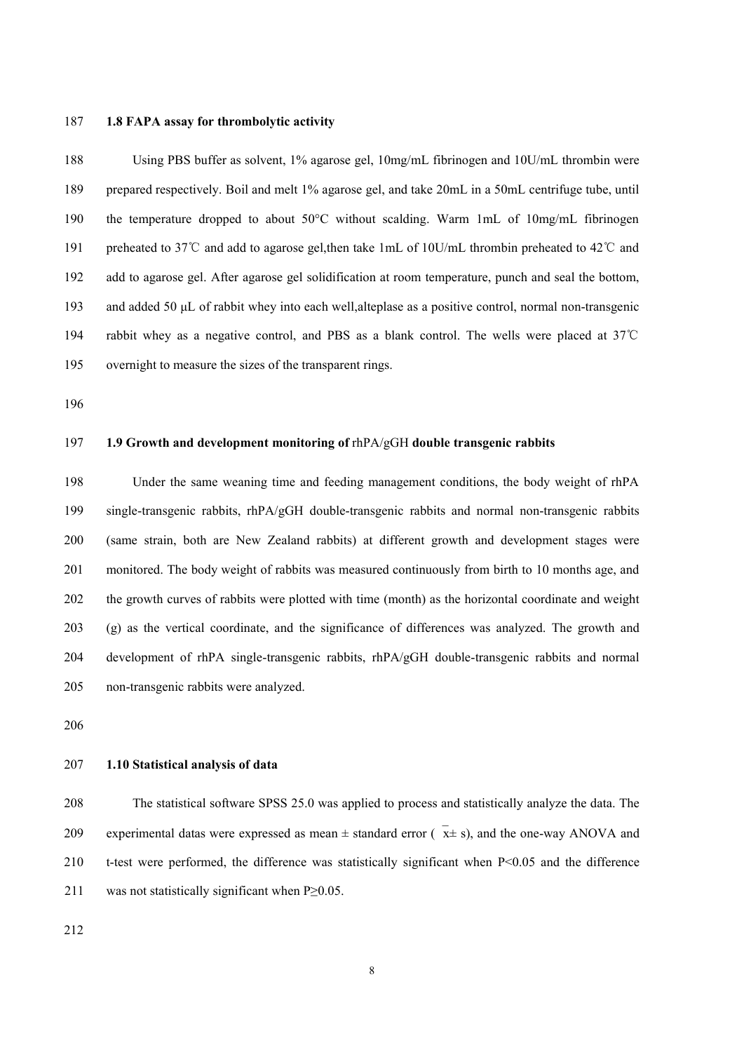### 1.8 FAPA assay for thrombolytic activity

Using PBS buffer as solvent, 1% agarose gel, 10mg/mL fibrinogen and 10U/mL thrombin were prepared respectively. Boil and melt 1% agarose gel, and take 20mL in a 50mL centrifuge tube, until the temperature dropped to about 50°C without scalding. Warm 1mL of 10mg/mL fibrinogen preheated to 37℃ and add to agarose gel,then take 1mL of 10U/mL thrombin preheated to 42℃ and add to agarose gel. After agarose gel solidification at room temperature, punch and seal the bottom, and added 50 μL of rabbit whey into each well,alteplase as a positive control, normal non-transgenic rabbit whey as a negative control, and PBS as a blank control. The wells were placed at 37℃ overnight to measure the sizes of the transparent rings.

### 1.9 Growth and development monitoring of rhPA/gGH double transgenic rabbits

Under the same weaning time and feeding management conditions, the body weight of rhPA single-transgenic rabbits, rhPA/gGH double-transgenic rabbits and normal non-transgenic rabbits (same strain, both are New Zealand rabbits) at different growth and development stages were monitored. The body weight of rabbits was measured continuously from birth to 10 months age, and the growth curves of rabbits were plotted with time (month) as the horizontal coordinate and weight (g) as the vertical coordinate, and the significance of differences was analyzed. The growth and development of rhPA single-transgenic rabbits, rhPA/gGH double-transgenic rabbits and normal non-transgenic rabbits were analyzed.

### 1.10 Statistical analysis of data

The statistical software SPSS 25.0 was applied to process and statistically analyze the data. The experimental datas were expressed as mean ± standard error ( $\bar{x} \pm s$), and the one-way ANOVA and t-test were performed, the difference was statistically significant when $P<0.05$ and the difference was not statistically significant when $P \geq 0.05$.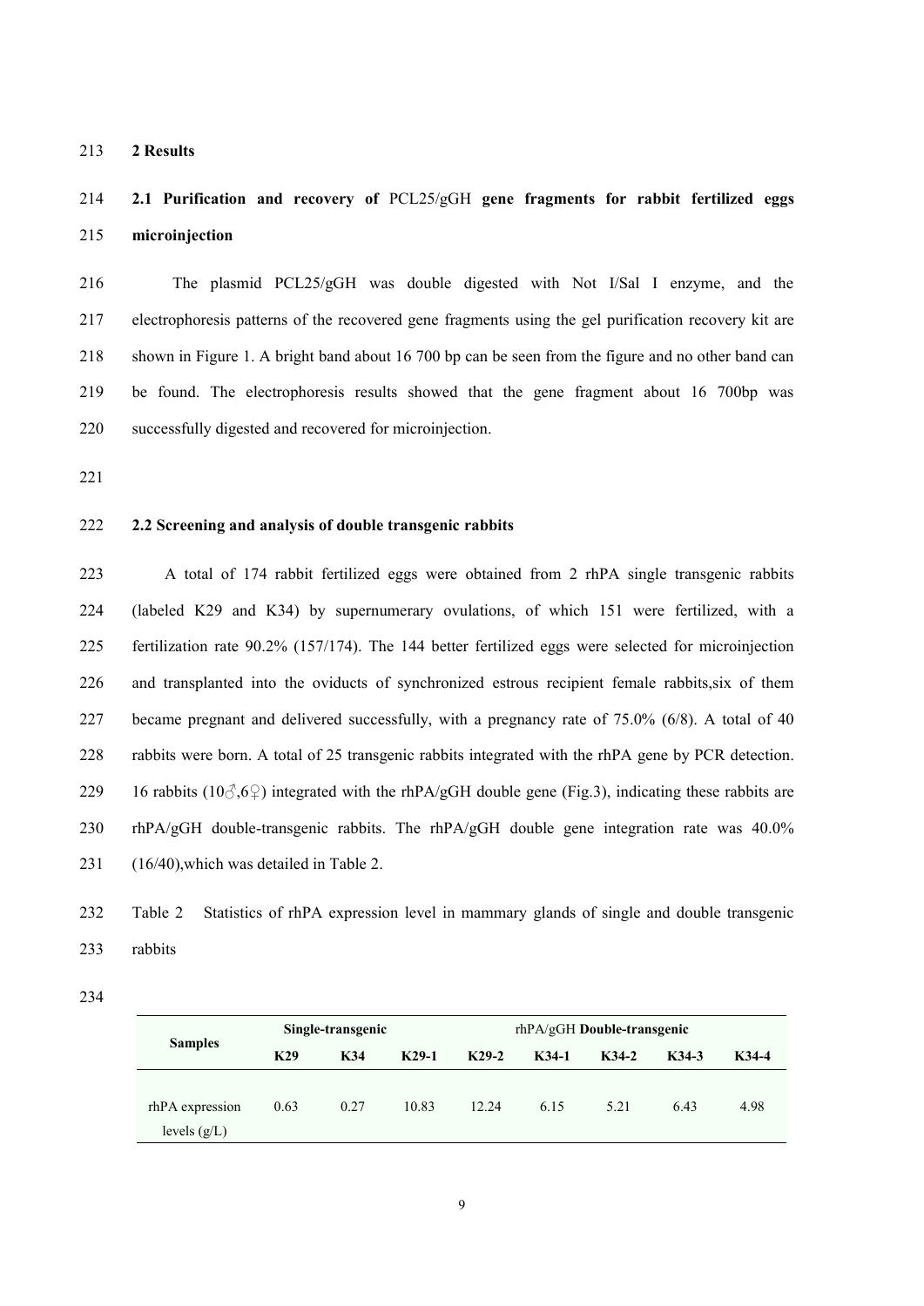## 2 Results

### 2.1 Purification and recovery of PCL25/gGH gene fragments for rabbit fertilized eggs microinjection

The plasmid PCL25/gGH was double digested with Not I/Sal I enzyme, and the electrophoresis patterns of the recovered gene fragments using the gel purification recovery kit are shown in Figure 1. A bright band about 16 700 bp can be seen from the figure and no other band can be found. The electrophoresis results showed that the gene fragment about 16 700bp was successfully digested and recovered for microinjection.

### 2.2 Screening and analysis of double transgenic rabbits

A total of 174 rabbit fertilized eggs were obtained from 2 rhPA single transgenic rabbits (labeled K29 and K34) by supernumerary ovulations, of which 151 were fertilized, with a fertilization rate 90.2% (157/174). The 144 better fertilized eggs were selected for microinjection and transplanted into the oviducts of synchronized estrous recipient female rabbits,six of them became pregnant and delivered successfully, with a pregnancy rate of 75.0% (6/8). A total of 40 rabbits were born. A total of 25 transgenic rabbits integrated with the rhPA gene by PCR detection. 16 rabbits (10♂,6♀) integrated with the rhPA/gGH double gene (Fig.3), indicating these rabbits are rhPA/gGH double-transgenic rabbits. The rhPA/gGH double gene integration rate was 40.0% (16/40),which was detailed in Table 2.

Table 2 Statistics of rhPA expression level in mammary glands of single and double transgenic rabbits

| Samples | Single-transgenic | | rhPA/gGH **Double-transgenic** | | | | | |
|---|---|---|---|---|---|---|---|---|
| | **K29** | **K34** | **K29-1** | **K29-2** | **K34-1** | **K34-2** | **K34-3** | **K34-4** |
| rhPA expression levels (g/L) | 0.63 | 0.27 | 10.83 | 12.24 | 6.15 | 5.21 | 6.43 | 4.98 |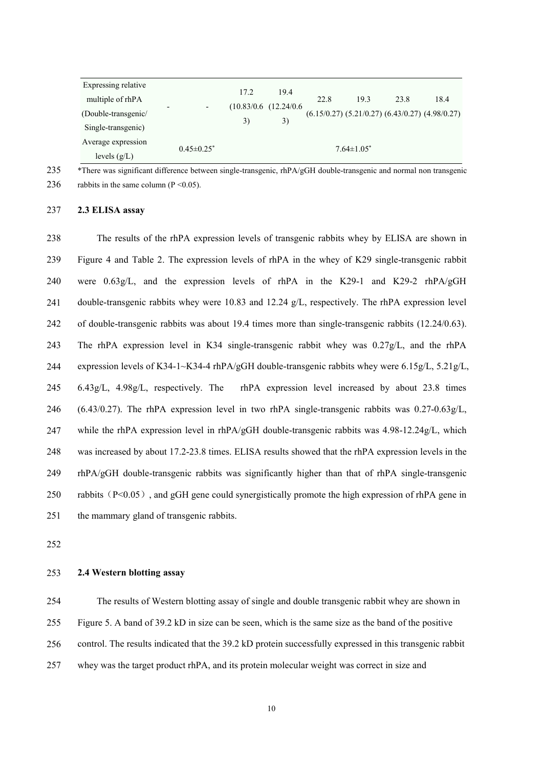| Expressing relative multiple of rhPA (Double-transgenic/ Single-transgenic) | - | - | 17.2 (10.83/0.63) | 19.4 (12.24/0.63) | 22.8 (6.15/0.27) | 19.3 (5.21/0.27) | 23.8 (6.43/0.27) | 18.4 (4.98/0.27) |
|---|---|---|---|---|---|---|---|---|
| Average expression levels (g/L) | | $0.45\pm0.25^{*}$ | | | | $7.64\pm1.05^{*}$ | | |

*There was significant difference between single-transgenic, rhPA/gGH double-transgenic and normal non transgenic rabbits in the same column ($P < 0.05$).

**2.3 ELISA assay**

The results of the rhPA expression levels of transgenic rabbits whey by ELISA are shown in Figure 4 and Table 2. The expression levels of rhPA in the whey of K29 single-transgenic rabbit were 0.63g/L, and the expression levels of rhPA in the K29-1 and K29-2 rhPA/gGH double-transgenic rabbits whey were 10.83 and 12.24 g/L, respectively. The rhPA expression level of double-transgenic rabbits was about 19.4 times more than single-transgenic rabbits (12.24/0.63). The rhPA expression level in K34 single-transgenic rabbit whey was 0.27g/L, and the rhPA expression levels of K34-1~K34-4 rhPA/gGH double-transgenic rabbits whey were 6.15g/L, 5.21g/L, 6.43g/L, 4.98g/L, respectively. The rhPA expression level increased by about 23.8 times (6.43/0.27). The rhPA expression level in two rhPA single-transgenic rabbits was 0.27-0.63g/L, while the rhPA expression level in rhPA/gGH double-transgenic rabbits was 4.98-12.24g/L, which was increased by about 17.2-23.8 times. ELISA results showed that the rhPA expression levels in the rhPA/gGH double-transgenic rabbits was significantly higher than that of rhPA single-transgenic rabbits（$P<0.05$）, and gGH gene could synergistically promote the high expression of rhPA gene in the mammary gland of transgenic rabbits.

**2.4 Western blotting assay**

The results of Western blotting assay of single and double transgenic rabbit whey are shown in Figure 5. A band of 39.2 kD in size can be seen, which is the same size as the band of the positive control. The results indicated that the 39.2 kD protein successfully expressed in this transgenic rabbit whey was the target product rhPA, and its protein molecular weight was correct in size and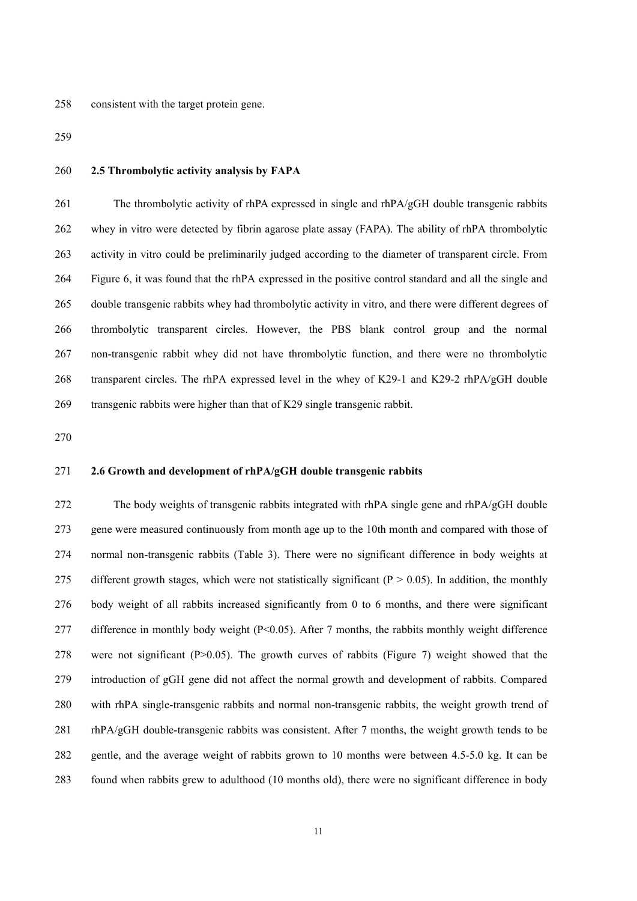consistent with the target protein gene.

### 2.5 Thrombolytic activity analysis by FAPA

The thrombolytic activity of rhPA expressed in single and rhPA/gGH double transgenic rabbits whey in vitro were detected by fibrin agarose plate assay (FAPA). The ability of rhPA thrombolytic activity in vitro could be preliminarily judged according to the diameter of transparent circle. From Figure 6, it was found that the rhPA expressed in the positive control standard and all the single and double transgenic rabbits whey had thrombolytic activity in vitro, and there were different degrees of thrombolytic transparent circles. However, the PBS blank control group and the normal non-transgenic rabbit whey did not have thrombolytic function, and there were no thrombolytic transparent circles. The rhPA expressed level in the whey of K29-1 and K29-2 rhPA/gGH double transgenic rabbits were higher than that of K29 single transgenic rabbit.

### 2.6 Growth and development of rhPA/gGH double transgenic rabbits

The body weights of transgenic rabbits integrated with rhPA single gene and rhPA/gGH double gene were measured continuously from month age up to the 10th month and compared with those of normal non-transgenic rabbits (Table 3). There were no significant difference in body weights at different growth stages, which were not statistically significant ($P > 0.05$). In addition, the monthly body weight of all rabbits increased significantly from 0 to 6 months, and there were significant difference in monthly body weight ($P<0.05$). After 7 months, the rabbits monthly weight difference were not significant ($P>0.05$). The growth curves of rabbits (Figure 7) weight showed that the introduction of gGH gene did not affect the normal growth and development of rabbits. Compared with rhPA single-transgenic rabbits and normal non-transgenic rabbits, the weight growth trend of rhPA/gGH double-transgenic rabbits was consistent. After 7 months, the weight growth tends to be gentle, and the average weight of rabbits grown to 10 months were between 4.5-5.0 kg. It can be found when rabbits grew to adulthood (10 months old), there were no significant difference in body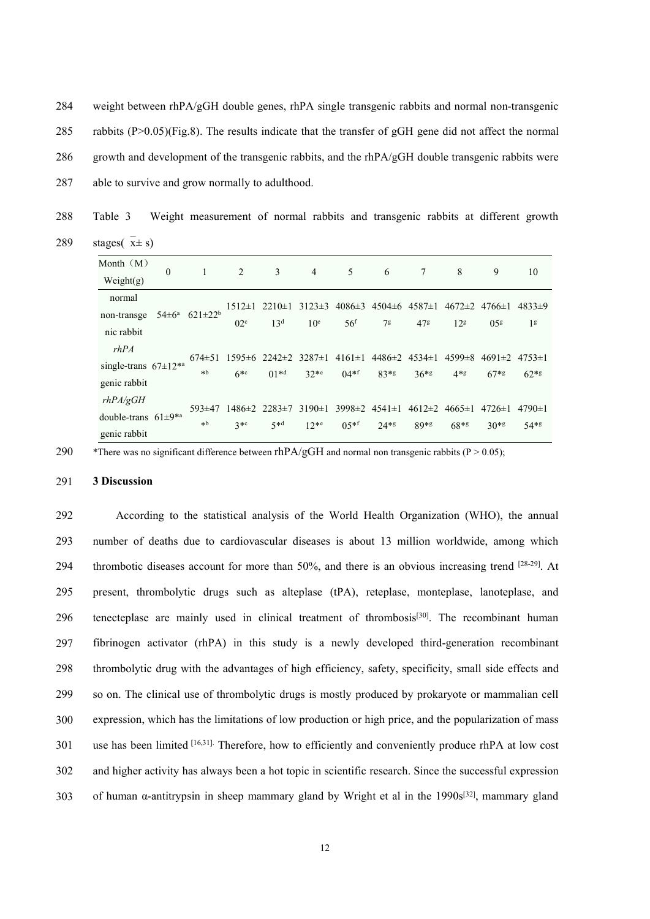weight between rhPA/gGH double genes, rhPA single transgenic rabbits and normal non-transgenic rabbits (P>0.05)(Fig.8). The results indicate that the transfer of gGH gene did not affect the normal growth and development of the transgenic rabbits, and the rhPA/gGH double transgenic rabbits were able to survive and grow normally to adulthood.

Table 3 Weight measurement of normal rabbits and transgenic rabbits at different growth stages( $\bar{x}\pm s$)

| Month（M）Weight(g) | 0 | 1 | 2 | 3 | 4 | 5 | 6 | 7 | 8 | 9 | 10 |
|---|---|---|---|---|---|---|---|---|---|---|---|
| normal non-transgenic rabbit | 54±6[a] | 621±22[b] | 1512±102[c] | 2210±113[d] | 3123±310[e] | 4086±356[f] | 4504±67[g] | 4587±147[g] | 4672±212[g] | 4766±105[g] | 4833±91[g] |
| *rhPA* single-transgenic rabbit | 67±12*[a] | 674±51*[b] | 1595±66*[c] | 2242±201*[d] | 3287±132*[e] | 4161±104*[f] | 4486±283*[g] | 4534±136*[g] | 4599±84*[g] | 4691±267*[g] | 4753±162*[g] |
| *rhPA/gGH* double-transgenic rabbit | 61±9*[a] | 593±47*[b] | 1486±23*[c] | 2283±75*[d] | 3190±112*[e] | 3998±205*[f] | 4541±124*[g] | 4612±289*[g] | 4665±168*[g] | 4726±130*[g] | 4790±154*[g] |

*There was no significant difference between rhPA/gGH and normal non transgenic rabbits (P > 0.05);

## 3 Discussion

According to the statistical analysis of the World Health Organization (WHO), the annual number of deaths due to cardiovascular diseases is about 13 million worldwide, among which thrombotic diseases account for more than 50%, and there is an obvious increasing trend [28-29]. At present, thrombolytic drugs such as alteplase (tPA), reteplase, monteplase, lanoteplase, and tenecteplase are mainly used in clinical treatment of thrombosis[30]. The recombinant human fibrinogen activator (rhPA) in this study is a newly developed third-generation recombinant thrombolytic drug with the advantages of high efficiency, safety, specificity, small side effects and so on. The clinical use of thrombolytic drugs is mostly produced by prokaryote or mammalian cell expression, which has the limitations of low production or high price, and the popularization of mass use has been limited [16,31]. Therefore, how to efficiently and conveniently produce rhPA at low cost and higher activity has always been a hot topic in scientific research. Since the successful expression of human α-antitrypsin in sheep mammary gland by Wright et al in the 1990s[32], mammary gland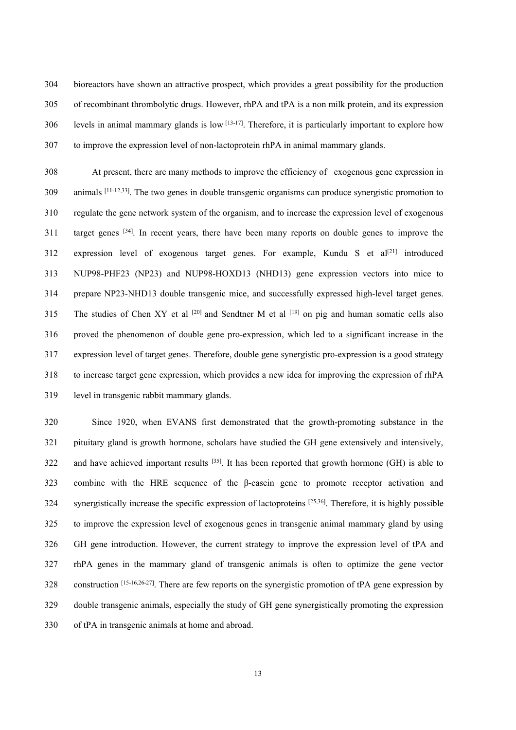bioreactors have shown an attractive prospect, which provides a great possibility for the production of recombinant thrombolytic drugs. However, rhPA and tPA is a non milk protein, and its expression levels in animal mammary glands is low [13-17]. Therefore, it is particularly important to explore how to improve the expression level of non-lactoprotein rhPA in animal mammary glands.

At present, there are many methods to improve the efficiency of exogenous gene expression in animals [11-12,33]. The two genes in double transgenic organisms can produce synergistic promotion to regulate the gene network system of the organism, and to increase the expression level of exogenous target genes [34]. In recent years, there have been many reports on double genes to improve the expression level of exogenous target genes. For example, Kundu S et al[21] introduced NUP98-PHF23 (NP23) and NUP98-HOXD13 (NHD13) gene expression vectors into mice to prepare NP23-NHD13 double transgenic mice, and successfully expressed high-level target genes. The studies of Chen XY et al [20] and Sendtner M et al [19] on pig and human somatic cells also proved the phenomenon of double gene pro-expression, which led to a significant increase in the expression level of target genes. Therefore, double gene synergistic pro-expression is a good strategy to increase target gene expression, which provides a new idea for improving the expression of rhPA level in transgenic rabbit mammary glands.

Since 1920, when EVANS first demonstrated that the growth-promoting substance in the pituitary gland is growth hormone, scholars have studied the GH gene extensively and intensively, and have achieved important results [35]. It has been reported that growth hormone (GH) is able to combine with the HRE sequence of the β-casein gene to promote receptor activation and synergistically increase the specific expression of lactoproteins [25,36]. Therefore, it is highly possible to improve the expression level of exogenous genes in transgenic animal mammary gland by using GH gene introduction. However, the current strategy to improve the expression level of tPA and rhPA genes in the mammary gland of transgenic animals is often to optimize the gene vector construction [15-16,26-27]. There are few reports on the synergistic promotion of tPA gene expression by double transgenic animals, especially the study of GH gene synergistically promoting the expression of tPA in transgenic animals at home and abroad.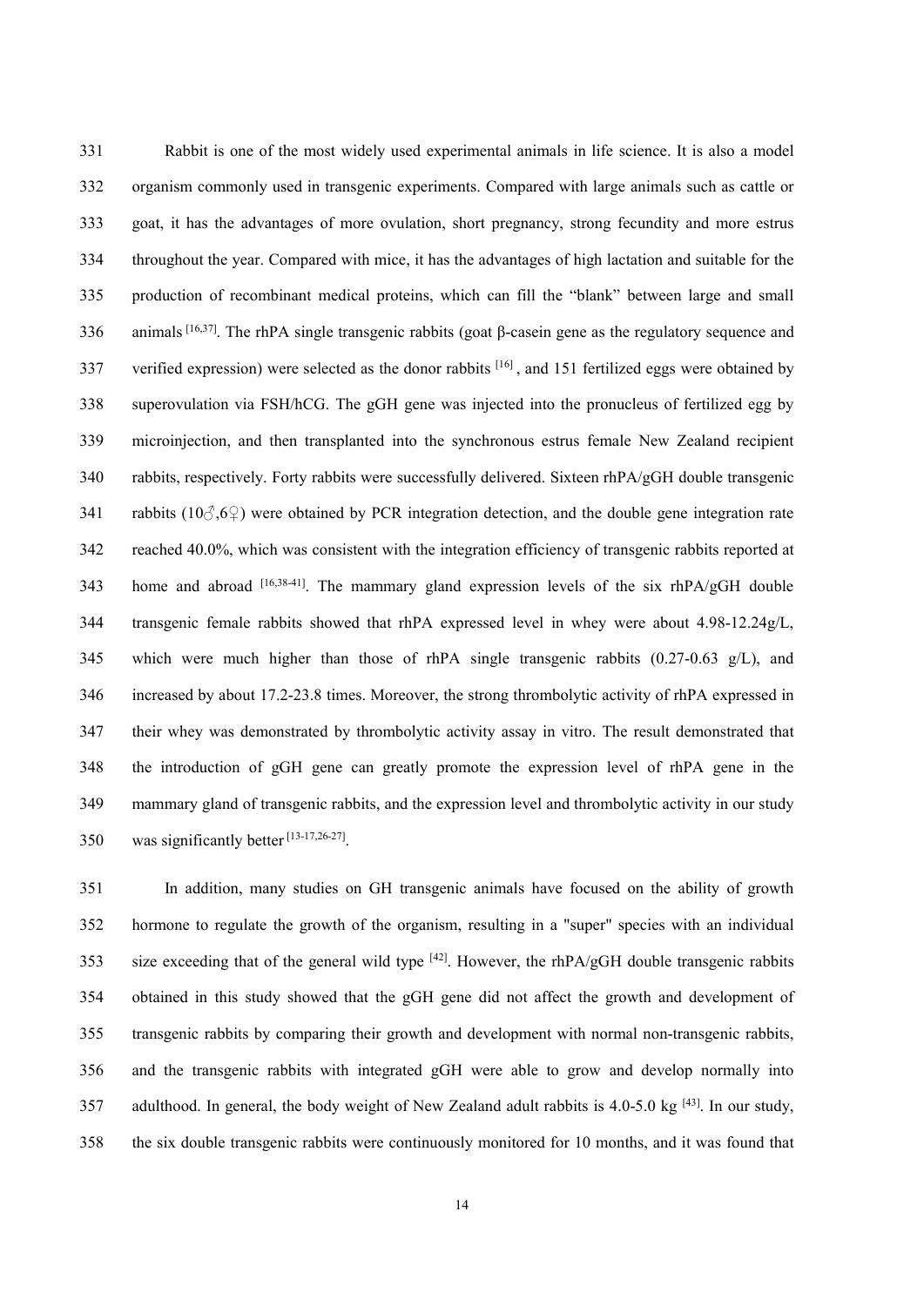Rabbit is one of the most widely used experimental animals in life science. It is also a model organism commonly used in transgenic experiments. Compared with large animals such as cattle or goat, it has the advantages of more ovulation, short pregnancy, strong fecundity and more estrus throughout the year. Compared with mice, it has the advantages of high lactation and suitable for the production of recombinant medical proteins, which can fill the "blank" between large and small animals [16,37]. The rhPA single transgenic rabbits (goat β-casein gene as the regulatory sequence and verified expression) were selected as the donor rabbits [16] , and 151 fertilized eggs were obtained by superovulation via FSH/hCG. The gGH gene was injected into the pronucleus of fertilized egg by microinjection, and then transplanted into the synchronous estrus female New Zealand recipient rabbits, respectively. Forty rabbits were successfully delivered. Sixteen rhPA/gGH double transgenic rabbits (10♂,6♀) were obtained by PCR integration detection, and the double gene integration rate reached 40.0%, which was consistent with the integration efficiency of transgenic rabbits reported at home and abroad [16,38-41]. The mammary gland expression levels of the six rhPA/gGH double transgenic female rabbits showed that rhPA expressed level in whey were about 4.98-12.24g/L, which were much higher than those of rhPA single transgenic rabbits (0.27-0.63 g/L), and increased by about 17.2-23.8 times. Moreover, the strong thrombolytic activity of rhPA expressed in their whey was demonstrated by thrombolytic activity assay in vitro. The result demonstrated that the introduction of gGH gene can greatly promote the expression level of rhPA gene in the mammary gland of transgenic rabbits, and the expression level and thrombolytic activity in our study was significantly better [13-17,26-27].

In addition, many studies on GH transgenic animals have focused on the ability of growth hormone to regulate the growth of the organism, resulting in a "super" species with an individual size exceeding that of the general wild type [42]. However, the rhPA/gGH double transgenic rabbits obtained in this study showed that the gGH gene did not affect the growth and development of transgenic rabbits by comparing their growth and development with normal non-transgenic rabbits, and the transgenic rabbits with integrated gGH were able to grow and develop normally into adulthood. In general, the body weight of New Zealand adult rabbits is 4.0-5.0 kg [43]. In our study, the six double transgenic rabbits were continuously monitored for 10 months, and it was found that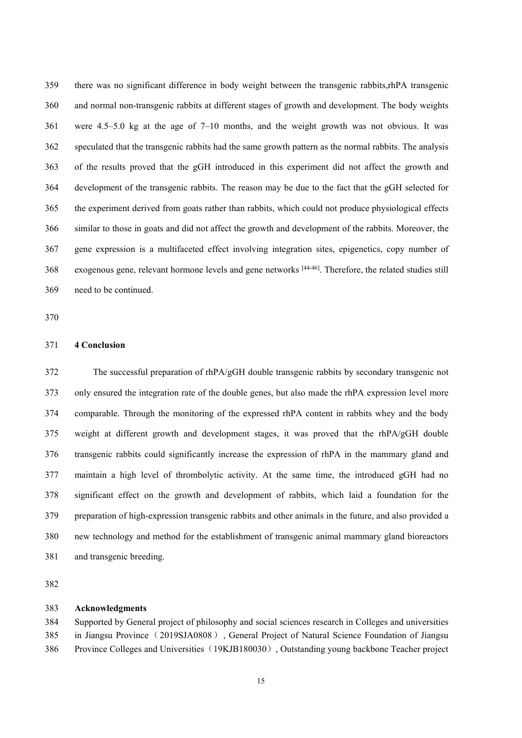there was no significant difference in body weight between the transgenic rabbits,rhPA transgenic and normal non-transgenic rabbits at different stages of growth and development. The body weights were 4.5–5.0 kg at the age of 7–10 months, and the weight growth was not obvious. It was speculated that the transgenic rabbits had the same growth pattern as the normal rabbits. The analysis of the results proved that the gGH introduced in this experiment did not affect the growth and development of the transgenic rabbits. The reason may be due to the fact that the gGH selected for the experiment derived from goats rather than rabbits, which could not produce physiological effects similar to those in goats and did not affect the growth and development of the rabbits. Moreover, the gene expression is a multifaceted effect involving integration sites, epigenetics, copy number of exogenous gene, relevant hormone levels and gene networks [44-46]. Therefore, the related studies still need to be continued.

## 4 Conclusion

The successful preparation of rhPA/gGH double transgenic rabbits by secondary transgenic not only ensured the integration rate of the double genes, but also made the rhPA expression level more comparable. Through the monitoring of the expressed rhPA content in rabbits whey and the body weight at different growth and development stages, it was proved that the rhPA/gGH double transgenic rabbits could significantly increase the expression of rhPA in the mammary gland and maintain a high level of thrombolytic activity. At the same time, the introduced gGH had no significant effect on the growth and development of rabbits, which laid a foundation for the preparation of high-expression transgenic rabbits and other animals in the future, and also provided a new technology and method for the establishment of transgenic animal mammary gland bioreactors and transgenic breeding.

## Acknowledgments

Supported by General project of philosophy and social sciences research in Colleges and universities in Jiangsu Province（2019SJA0808）, General Project of Natural Science Foundation of Jiangsu Province Colleges and Universities（19KJB180030）, Outstanding young backbone Teacher project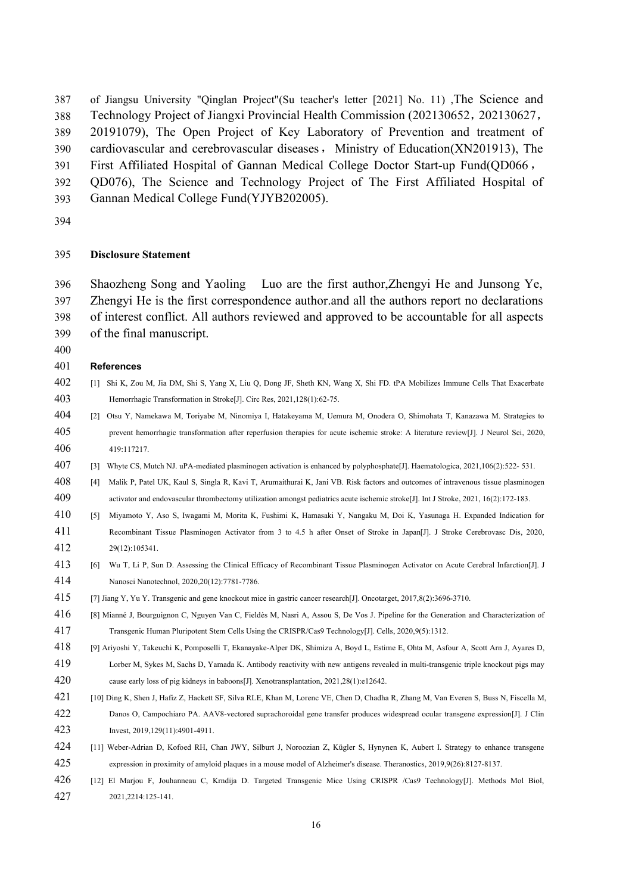of Jiangsu University "Qinglan Project"(Su teacher's letter [2021] No. 11) ,The Science and Technology Project of Jiangxi Provincial Health Commission (202130652，202130627，20191079), The Open Project of Key Laboratory of Prevention and treatment of cardiovascular and cerebrovascular diseases， Ministry of Education(XN201913), The First Affiliated Hospital of Gannan Medical College Doctor Start-up Fund(QD066，QD076), The Science and Technology Project of The First Affiliated Hospital of Gannan Medical College Fund(YJYB202005).

**Disclosure Statement**

Shaozheng Song and Yaoling Luo are the first author,Zhengyi He and Junsong Ye, Zhengyi He is the first correspondence author.and all the authors report no declarations of interest conflict. All authors reviewed and approved to be accountable for all aspects of the final manuscript.

**References**

[1] Shi K, Zou M, Jia DM, Shi S, Yang X, Liu Q, Dong JF, Sheth KN, Wang X, Shi FD. tPA Mobilizes Immune Cells That Exacerbate Hemorrhagic Transformation in Stroke[J]. Circ Res, 2021,128(1):62-75.

[2] Otsu Y, Namekawa M, Toriyabe M, Ninomiya I, Hatakeyama M, Uemura M, Onodera O, Shimohata T, Kanazawa M. Strategies to prevent hemorrhagic transformation after reperfusion therapies for acute ischemic stroke: A literature review[J]. J Neurol Sci, 2020, 419:117217.

[3] Whyte CS, Mutch NJ. uPA-mediated plasminogen activation is enhanced by polyphosphate[J]. Haematologica, 2021,106(2):522- 531.

[4] Malik P, Patel UK, Kaul S, Singla R, Kavi T, Arumaithurai K, Jani VB. Risk factors and outcomes of intravenous tissue plasminogen activator and endovascular thrombectomy utilization amongst pediatrics acute ischemic stroke[J]. Int J Stroke, 2021, 16(2):172-183.

[5] Miyamoto Y, Aso S, Iwagami M, Morita K, Fushimi K, Hamasaki Y, Nangaku M, Doi K, Yasunaga H. Expanded Indication for Recombinant Tissue Plasminogen Activator from 3 to 4.5 h after Onset of Stroke in Japan[J]. J Stroke Cerebrovasc Dis, 2020, 29(12):105341.

[6] Wu T, Li P, Sun D. Assessing the Clinical Efficacy of Recombinant Tissue Plasminogen Activator on Acute Cerebral Infarction[J]. J Nanosci Nanotechnol, 2020,20(12):7781-7786.

[7] Jiang Y, Yu Y. Transgenic and gene knockout mice in gastric cancer research[J]. Oncotarget, 2017,8(2):3696-3710.

[8] Mianné J, Bourguignon C, Nguyen Van C, Fieldès M, Nasri A, Assou S, De Vos J. Pipeline for the Generation and Characterization of Transgenic Human Pluripotent Stem Cells Using the CRISPR/Cas9 Technology[J]. Cells, 2020,9(5):1312.

[9] Ariyoshi Y, Takeuchi K, Pomposelli T, Ekanayake-Alper DK, Shimizu A, Boyd L, Estime E, Ohta M, Asfour A, Scott Arn J, Ayares D, Lorber M, Sykes M, Sachs D, Yamada K. Antibody reactivity with new antigens revealed in multi-transgenic triple knockout pigs may cause early loss of pig kidneys in baboons[J]. Xenotransplantation, 2021,28(1):e12642.

[10] Ding K, Shen J, Hafiz Z, Hackett SF, Silva RLE, Khan M, Lorenc VE, Chen D, Chadha R, Zhang M, Van Everen S, Buss N, Fiscella M, Danos O, Campochiaro PA. AAV8-vectored suprachoroidal gene transfer produces widespread ocular transgene expression[J]. J Clin Invest, 2019,129(11):4901-4911.

[11] Weber-Adrian D, Kofoed RH, Chan JWY, Silburt J, Noroozian Z, Kügler S, Hynynen K, Aubert I. Strategy to enhance transgene expression in proximity of amyloid plaques in a mouse model of Alzheimer's disease. Theranostics, 2019,9(26):8127-8137.

[12] El Marjou F, Jouhanneau C, Krndija D. Targeted Transgenic Mice Using CRISPR /Cas9 Technology[J]. Methods Mol Biol, 2021,2214:125-141.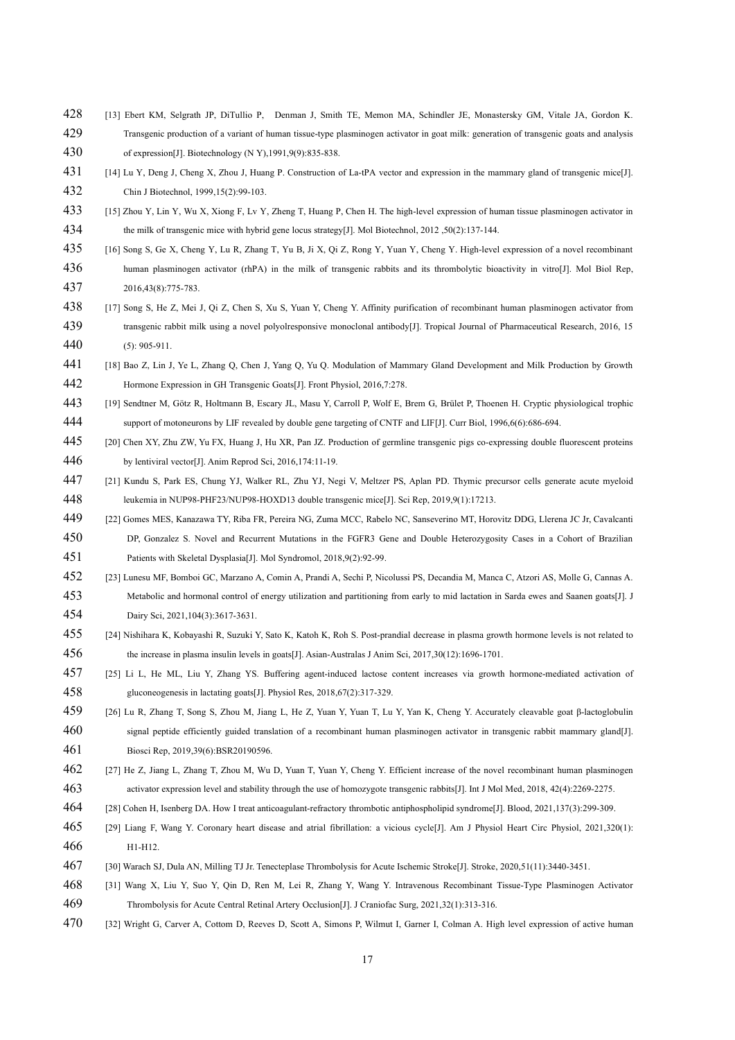[13] Ebert KM, Selgrath JP, DiTullio P, Denman J, Smith TE, Memon MA, Schindler JE, Monastersky GM, Vitale JA, Gordon K. Transgenic production of a variant of human tissue-type plasminogen activator in goat milk: generation of transgenic goats and analysis of expression[J]. Biotechnology (N Y),1991,9(9):835-838.

[14] Lu Y, Deng J, Cheng X, Zhou J, Huang P. Construction of La-tPA vector and expression in the mammary gland of transgenic mice[J]. Chin J Biotechnol, 1999,15(2):99-103.

[15] Zhou Y, Lin Y, Wu X, Xiong F, Lv Y, Zheng T, Huang P, Chen H. The high-level expression of human tissue plasminogen activator in the milk of transgenic mice with hybrid gene locus strategy[J]. Mol Biotechnol, 2012 ,50(2):137-144.

[16] Song S, Ge X, Cheng Y, Lu R, Zhang T, Yu B, Ji X, Qi Z, Rong Y, Yuan Y, Cheng Y. High-level expression of a novel recombinant human plasminogen activator (rhPA) in the milk of transgenic rabbits and its thrombolytic bioactivity in vitro[J]. Mol Biol Rep, 2016,43(8):775-783.

[17] Song S, He Z, Mei J, Qi Z, Chen S, Xu S, Yuan Y, Cheng Y. Affinity purification of recombinant human plasminogen activator from transgenic rabbit milk using a novel polyolresponsive monoclonal antibody[J]. Tropical Journal of Pharmaceutical Research, 2016, 15 (5): 905-911.

[18] Bao Z, Lin J, Ye L, Zhang Q, Chen J, Yang Q, Yu Q. Modulation of Mammary Gland Development and Milk Production by Growth Hormone Expression in GH Transgenic Goats[J]. Front Physiol, 2016,7:278.

[19] Sendtner M, Götz R, Holtmann B, Escary JL, Masu Y, Carroll P, Wolf E, Brem G, Brület P, Thoenen H. Cryptic physiological trophic support of motoneurons by LIF revealed by double gene targeting of CNTF and LIF[J]. Curr Biol, 1996,6(6):686-694.

[20] Chen XY, Zhu ZW, Yu FX, Huang J, Hu XR, Pan JZ. Production of germline transgenic pigs co-expressing double fluorescent proteins by lentiviral vector[J]. Anim Reprod Sci, 2016,174:11-19.

[21] Kundu S, Park ES, Chung YJ, Walker RL, Zhu YJ, Negi V, Meltzer PS, Aplan PD. Thymic precursor cells generate acute myeloid leukemia in NUP98-PHF23/NUP98-HOXD13 double transgenic mice[J]. Sci Rep, 2019,9(1):17213.

[22] Gomes MES, Kanazawa TY, Riba FR, Pereira NG, Zuma MCC, Rabelo NC, Sanseverino MT, Horovitz DDG, Llerena JC Jr, Cavalcanti DP, Gonzalez S. Novel and Recurrent Mutations in the FGFR3 Gene and Double Heterozygosity Cases in a Cohort of Brazilian Patients with Skeletal Dysplasia[J]. Mol Syndromol, 2018,9(2):92-99.

[23] Lunesu MF, Bomboi GC, Marzano A, Comin A, Prandi A, Sechi P, Nicolussi PS, Decandia M, Manca C, Atzori AS, Molle G, Cannas A. Metabolic and hormonal control of energy utilization and partitioning from early to mid lactation in Sarda ewes and Saanen goats[J]. J Dairy Sci, 2021,104(3):3617-3631.

[24] Nishihara K, Kobayashi R, Suzuki Y, Sato K, Katoh K, Roh S. Post-prandial decrease in plasma growth hormone levels is not related to the increase in plasma insulin levels in goats[J]. Asian-Australas J Anim Sci, 2017,30(12):1696-1701.

[25] Li L, He ML, Liu Y, Zhang YS. Buffering agent-induced lactose content increases via growth hormone-mediated activation of gluconeogenesis in lactating goats[J]. Physiol Res, 2018,67(2):317-329.

[26] Lu R, Zhang T, Song S, Zhou M, Jiang L, He Z, Yuan Y, Yuan T, Lu Y, Yan K, Cheng Y. Accurately cleavable goat β-lactoglobulin signal peptide efficiently guided translation of a recombinant human plasminogen activator in transgenic rabbit mammary gland[J]. Biosci Rep, 2019,39(6):BSR20190596.

[27] He Z, Jiang L, Zhang T, Zhou M, Wu D, Yuan T, Yuan Y, Cheng Y. Efficient increase of the novel recombinant human plasminogen activator expression level and stability through the use of homozygote transgenic rabbits[J]. Int J Mol Med, 2018, 42(4):2269-2275.

[28] Cohen H, Isenberg DA. How I treat anticoagulant-refractory thrombotic antiphospholipid syndrome[J]. Blood, 2021,137(3):299-309.

[29] Liang F, Wang Y. Coronary heart disease and atrial fibrillation: a vicious cycle[J]. Am J Physiol Heart Circ Physiol, 2021,320(1): H1-H12.

[30] Warach SJ, Dula AN, Milling TJ Jr. Tenecteplase Thrombolysis for Acute Ischemic Stroke[J]. Stroke, 2020,51(11):3440-3451.

[31] Wang X, Liu Y, Suo Y, Qin D, Ren M, Lei R, Zhang Y, Wang Y. Intravenous Recombinant Tissue-Type Plasminogen Activator Thrombolysis for Acute Central Retinal Artery Occlusion[J]. J Craniofac Surg, 2021,32(1):313-316.

[32] Wright G, Carver A, Cottom D, Reeves D, Scott A, Simons P, Wilmut I, Garner I, Colman A. High level expression of active human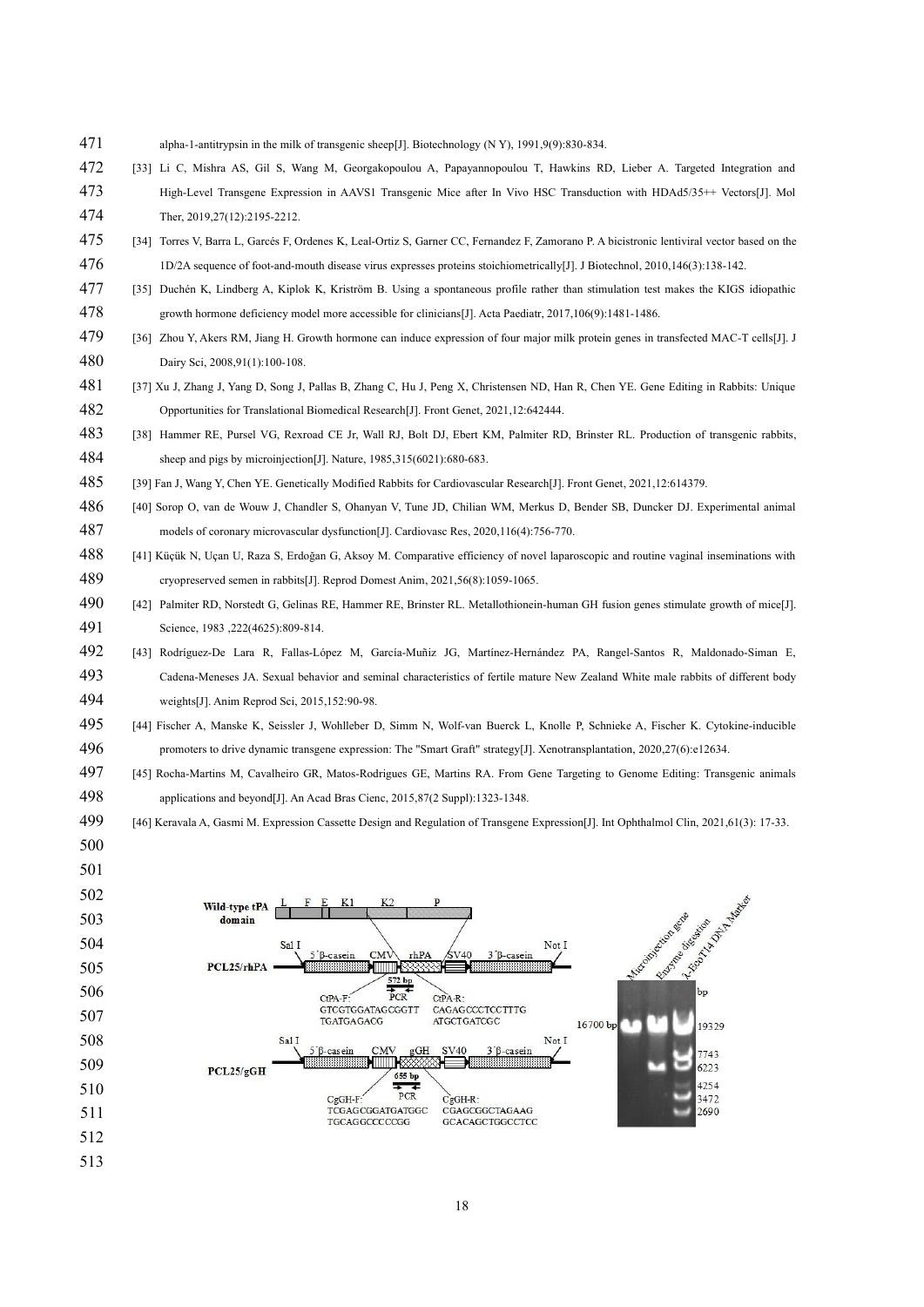alpha-1-antitrypsin in the milk of transgenic sheep[J]. Biotechnology (N Y), 1991,9(9):830-834.

[33] Li C, Mishra AS, Gil S, Wang M, Georgakopoulou A, Papayannopoulou T, Hawkins RD, Lieber A. Targeted Integration and High-Level Transgene Expression in AAVS1 Transgenic Mice after In Vivo HSC Transduction with HDAd5/35++ Vectors[J]. Mol Ther, 2019,27(12):2195-2212.

[34] Torres V, Barra L, Garcés F, Ordenes K, Leal-Ortiz S, Garner CC, Fernandez F, Zamorano P. A bicistronic lentiviral vector based on the 1D/2A sequence of foot-and-mouth disease virus expresses proteins stoichiometrically[J]. J Biotechnol, 2010,146(3):138-142.

[35] Duchén K, Lindberg A, Kiplok K, Kriström B. Using a spontaneous profile rather than stimulation test makes the KIGS idiopathic growth hormone deficiency model more accessible for clinicians[J]. Acta Paediatr, 2017,106(9):1481-1486.

[36] Zhou Y, Akers RM, Jiang H. Growth hormone can induce expression of four major milk protein genes in transfected MAC-T cells[J]. J Dairy Sci, 2008,91(1):100-108.

[37] Xu J, Zhang J, Yang D, Song J, Pallas B, Zhang C, Hu J, Peng X, Christensen ND, Han R, Chen YE. Gene Editing in Rabbits: Unique Opportunities for Translational Biomedical Research[J]. Front Genet, 2021,12:642444.

[38] Hammer RE, Pursel VG, Rexroad CE Jr, Wall RJ, Bolt DJ, Ebert KM, Palmiter RD, Brinster RL. Production of transgenic rabbits, sheep and pigs by microinjection[J]. Nature, 1985,315(6021):680-683.

[39] Fan J, Wang Y, Chen YE. Genetically Modified Rabbits for Cardiovascular Research[J]. Front Genet, 2021,12:614379.

[40] Sorop O, van de Wouw J, Chandler S, Ohanyan V, Tune JD, Chilian WM, Merkus D, Bender SB, Duncker DJ. Experimental animal models of coronary microvascular dysfunction[J]. Cardiovasc Res, 2020,116(4):756-770.

[41] Küçük N, Uçan U, Raza S, Erdoğan G, Aksoy M. Comparative efficiency of novel laparoscopic and routine vaginal inseminations with cryopreserved semen in rabbits[J]. Reprod Domest Anim, 2021,56(8):1059-1065.

[42] Palmiter RD, Norstedt G, Gelinas RE, Hammer RE, Brinster RL. Metallothionein-human GH fusion genes stimulate growth of mice[J]. Science, 1983 ,222(4625):809-814.

[43] Rodríguez-De Lara R, Fallas-López M, García-Muñiz JG, Martínez-Hernández PA, Rangel-Santos R, Maldonado-Siman E, Cadena-Meneses JA. Sexual behavior and seminal characteristics of fertile mature New Zealand White male rabbits of different body weights[J]. Anim Reprod Sci, 2015,152:90-98.

[44] Fischer A, Manske K, Seissler J, Wohlleber D, Simm N, Wolf-van Buerck L, Knolle P, Schnieke A, Fischer K. Cytokine-inducible promoters to drive dynamic transgene expression: The "Smart Graft" strategy[J]. Xenotransplantation, 2020,27(6):e12634.

[45] Rocha-Martins M, Cavalheiro GR, Matos-Rodrigues GE, Martins RA. From Gene Targeting to Genome Editing: Transgenic animals applications and beyond[J]. An Acad Bras Cienc, 2015,87(2 Suppl):1323-1348.

[46] Keravala A, Gasmi M. Expression Cassette Design and Regulation of Transgene Expression[J]. Int Ophthalmol Clin, 2021,61(3): 17-33.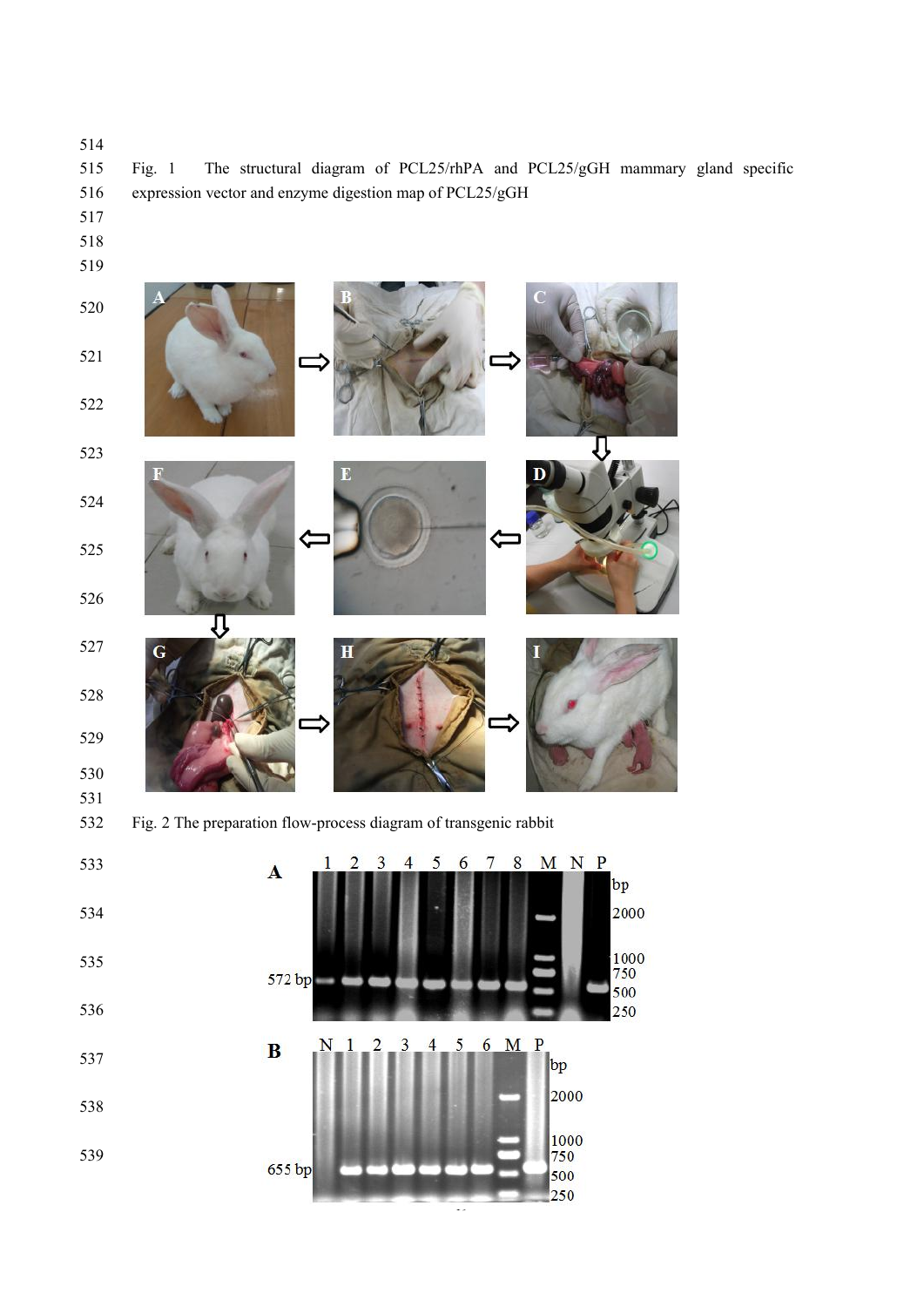Fig. 1 The structural diagram of PCL25/rhPA and PCL25/gGH mammary gland specific expression vector and enzyme digestion map of PCL25/gGH

Fig. 2 The preparation flow-process diagram of transgenic rabbit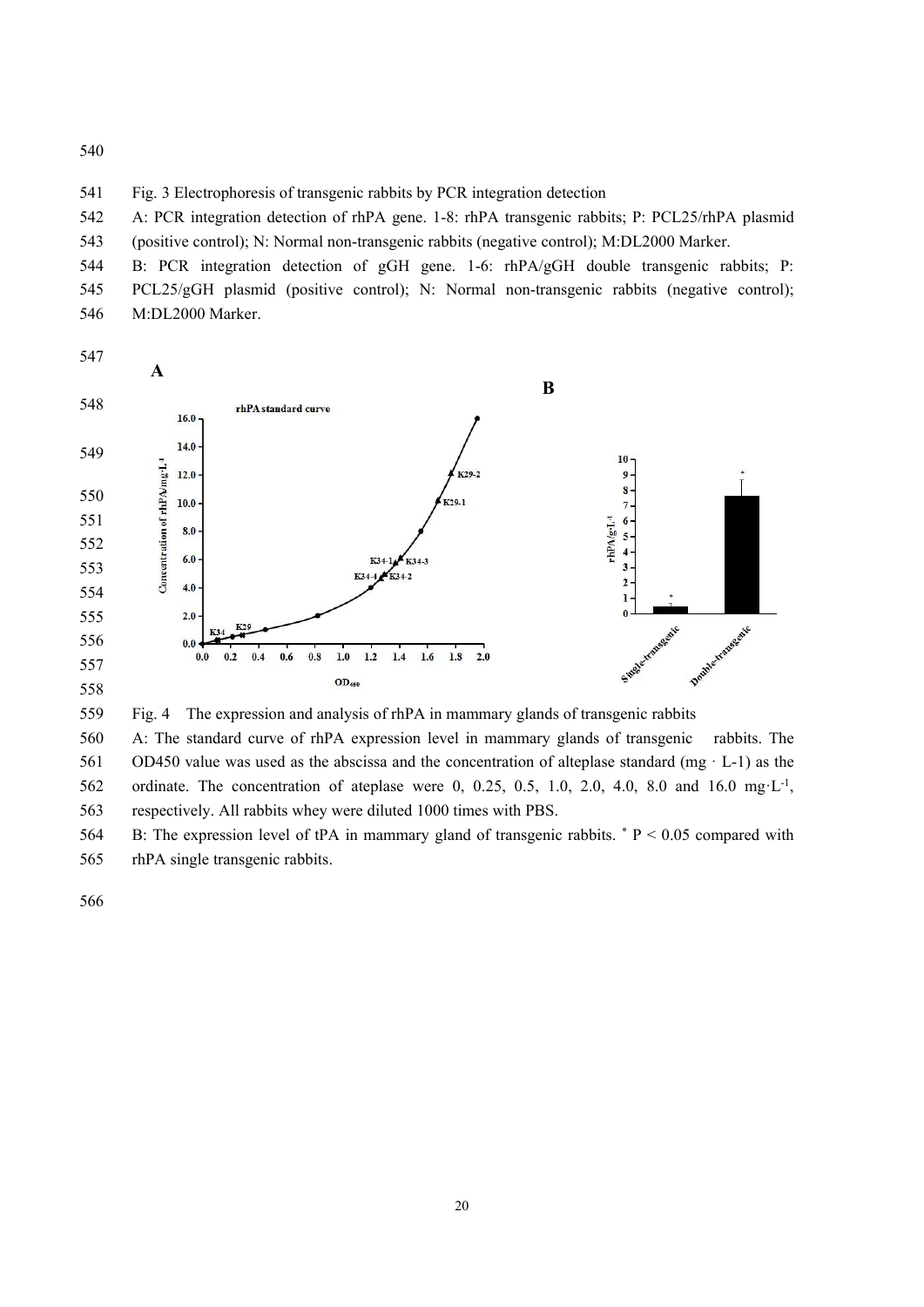Fig. 3 Electrophoresis of transgenic rabbits by PCR integration detection

A: PCR integration detection of rhPA gene. 1-8: rhPA transgenic rabbits; P: PCL25/rhPA plasmid (positive control); N: Normal non-transgenic rabbits (negative control); M:DL2000 Marker.

B: PCR integration detection of gGH gene. 1-6: rhPA/gGH double transgenic rabbits; P: PCL25/gGH plasmid (positive control); N: Normal non-transgenic rabbits (negative control); M:DL2000 Marker.

Fig. 4 The expression and analysis of rhPA in mammary glands of transgenic rabbits

A: The standard curve of rhPA expression level in mammary glands of transgenic rabbits. The OD450 value was used as the abscissa and the concentration of alteplase standard (mg · L-1) as the ordinate. The concentration of ateplase were 0, 0.25, 0.5, 1.0, 2.0, 4.0, 8.0 and 16.0 mg·L$^{-1}$, respectively. All rabbits whey were diluted 1000 times with PBS.

B: The expression level of tPA in mammary gland of transgenic rabbits. * $P < 0.05$ compared with rhPA single transgenic rabbits.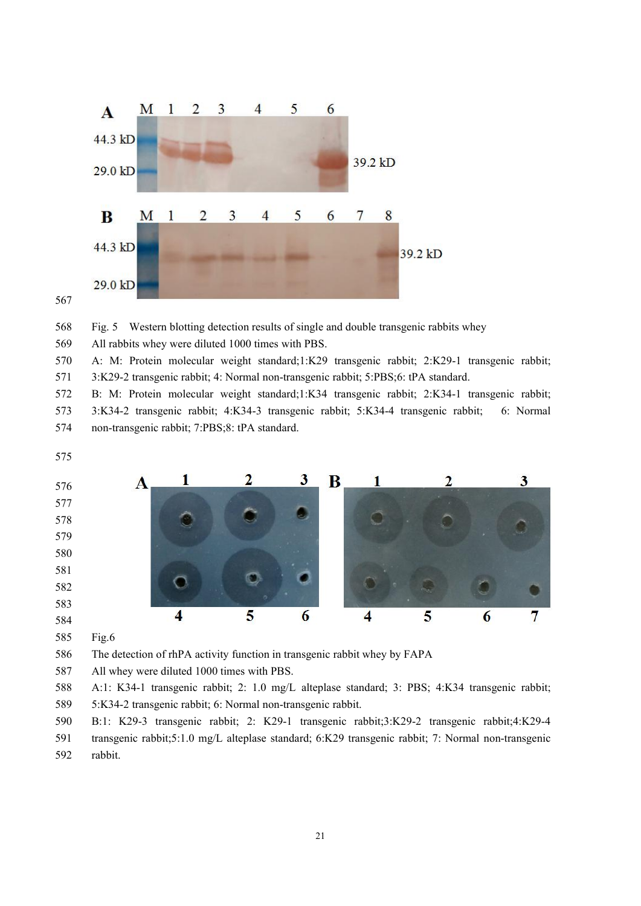Fig. 5 Western blotting detection results of single and double transgenic rabbits whey

All rabbits whey were diluted 1000 times with PBS.

A: M: Protein molecular weight standard;1:K29 transgenic rabbit; 2:K29-1 transgenic rabbit; 3:K29-2 transgenic rabbit; 4: Normal non-transgenic rabbit; 5:PBS;6: tPA standard.

B: M: Protein molecular weight standard;1:K34 transgenic rabbit; 2:K34-1 transgenic rabbit; 3:K34-2 transgenic rabbit; 4:K34-3 transgenic rabbit; 5:K34-4 transgenic rabbit; 6: Normal non-transgenic rabbit; 7:PBS;8: tPA standard.

Fig.6

The detection of rhPA activity function in transgenic rabbit whey by FAPA

All whey were diluted 1000 times with PBS.

A:1: K34-1 transgenic rabbit; 2: 1.0 mg/L alteplase standard; 3: PBS; 4:K34 transgenic rabbit; 5:K34-2 transgenic rabbit; 6: Normal non-transgenic rabbit.

B:1: K29-3 transgenic rabbit; 2: K29-1 transgenic rabbit;3:K29-2 transgenic rabbit;4:K29-4 transgenic rabbit;5:1.0 mg/L alteplase standard; 6:K29 transgenic rabbit; 7: Normal non-transgenic rabbit.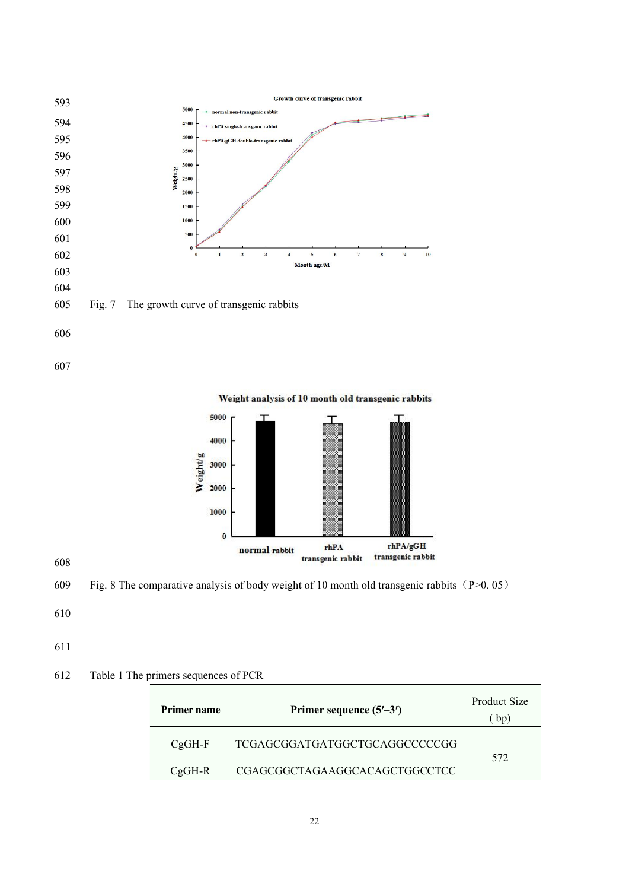Fig. 7 The growth curve of transgenic rabbits

Fig. 8 The comparative analysis of body weight of 10 month old transgenic rabbits（P>0. 05）

Table 1 The primers sequences of PCR

| Primer name | Primer sequence (5′–3′) | Product Size ( bp) |
| --- | --- | --- |
| CgGH-F | TCGAGCGGATGATGGCTGCAGGCCCCCGG | 572 |
| CgGH-R | CGAGCGGCTAGAAGGCACAGCTGGCCTCC | |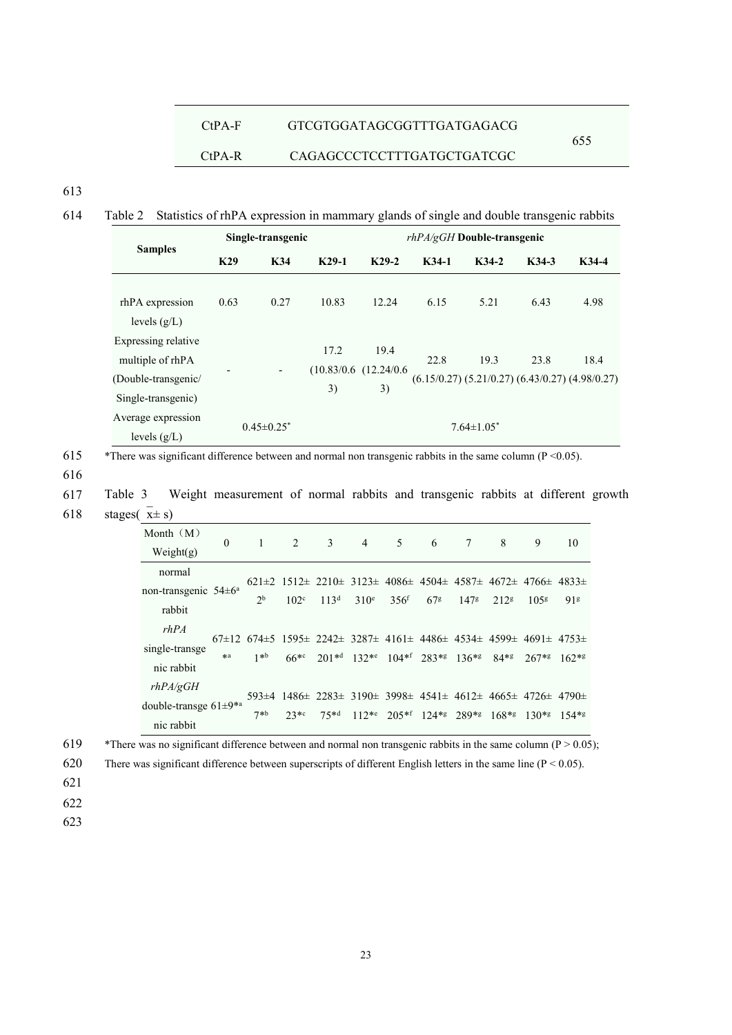| | | |
|---|---|---|
| CtPA-F | GTCGTGGATAGCGGTTTGATGAGACG | 655 |
| CtPA-R | CAGAGCCCTCCTTTGATGCTGATCGC | |

Table 2 Statistics of rhPA expression in mammary glands of single and double transgenic rabbits

| Samples | Single-transgenic | | *rhPA/gGH* Double-transgenic | | | | | |
|---|---|---|---|---|---|---|---|---|
| | K29 | K34 | K29-1 | K29-2 | K34-1 | K34-2 | K34-3 | K34-4 |
| rhPA expression levels (g/L) | 0.63 | 0.27 | 10.83 | 12.24 | 6.15 | 5.21 | 6.43 | 4.98 |
| Expressing relative multiple of rhPA (Double-transgenic/ Single-transgenic) | - | - | 17.2 (10.83/0.63) | 19.4 (12.24/0.63) | 22.8 (6.15/0.27) | 19.3 (5.21/0.27) | 23.8 (6.43/0.27) | 18.4 (4.98/0.27) |
| Average expression levels (g/L) | 0.45±0.25* | | 7.64±1.05* | | | | | |

*There was significant difference between and normal non transgenic rabbits in the same column ($P < 0.05$).

Table 3 Weight measurement of normal rabbits and transgenic rabbits at different growth stages( $\bar{x} \pm s$)

| Month（M） Weight(g) | 0 | 1 | 2 | 3 | 4 | 5 | 6 | 7 | 8 | 9 | 10 |
|---|---|---|---|---|---|---|---|---|---|---|---|
| normal non-transgenic rabbit | 54±6[a] | 621±2[b] | 1512±102[c] | 2210±113[d] | 3123±310[e] | 4086±356[f] | 4504±67[g] | 4587±147[g] | 4672±212[g] | 4766±105[g] | 4833±91[g] |
| *rhPA* single-transgenic rabbit | 67±12*[a] | 674±51*[b] | 1595±66*[c] | 2242±201*[d] | 3287±132*[e] | 4161±104*[f] | 4486±283*[g] | 4534±136*[g] | 4599±84*[g] | 4691±267*[g] | 4753±162*[g] |
| *rhPA/gGH* double-transgenic rabbit | 61±9*[a] | 593±47*[b] | 1486±23*[c] | 2283±75*[d] | 3190±112*[e] | 3998±205*[f] | 4541±124*[g] | 4612±289*[g] | 4665±168*[g] | 4726±130*[g] | 4790±154*[g] |

*There was no significant difference between and normal non transgenic rabbits in the same column ($P > 0.05$);
There was significant difference between superscripts of different English letters in the same line ($P < 0.05$).